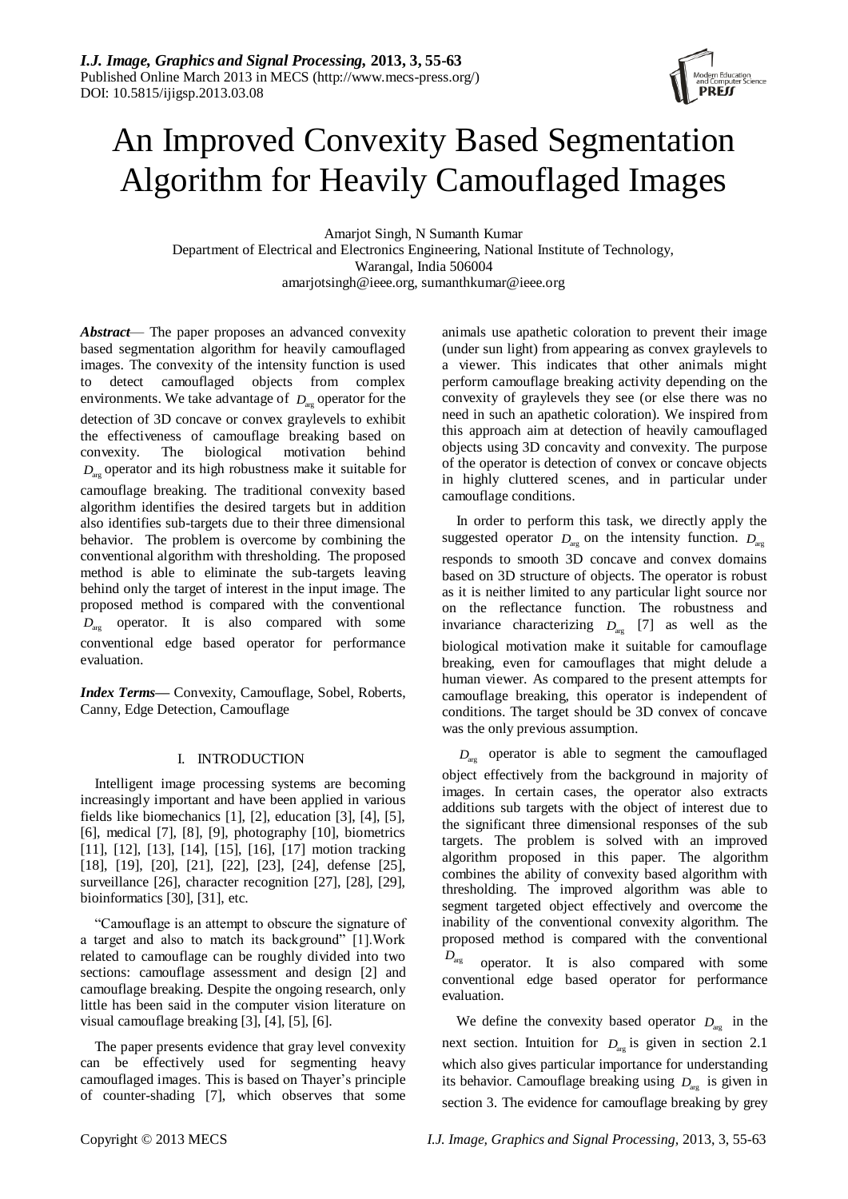# An Improved Convexity Based Segmentation Algorithm for Heavily Camouflaged Images

Amarjot Singh, N Sumanth Kumar
Department of Electrical and Electronics Engineering, National Institute of Technology,
Warangal, India 506004
amarjotsingh@ieee.org, sumanthkumar@ieee.org

***Abstract***— The paper proposes an advanced convexity based segmentation algorithm for heavily camouflaged images. The convexity of the intensity function is used to detect camouflaged objects from complex environments. We take advantage of $D_{\arg}$ operator for the detection of 3D concave or convex graylevels to exhibit the effectiveness of camouflage breaking based on convexity. The biological motivation behind $D_{\arg}$ operator and its high robustness make it suitable for camouflage breaking. The traditional convexity based algorithm identifies the desired targets but in addition also identifies sub-targets due to their three dimensional behavior. The problem is overcome by combining the conventional algorithm with thresholding. The proposed method is able to eliminate the sub-targets leaving behind only the target of interest in the input image. The proposed method is compared with the conventional $D_{\arg}$ operator. It is also compared with some conventional edge based operator for performance evaluation.

***Index Terms***— Convexity, Camouflage, Sobel, Roberts, Canny, Edge Detection, Camouflage

## I. INTRODUCTION

Intelligent image processing systems are becoming increasingly important and have been applied in various fields like biomechanics [1], [2], education [3], [4], [5], [6], medical [7], [8], [9], photography [10], biometrics [11], [12], [13], [14], [15], [16], [17] motion tracking [18], [19], [20], [21], [22], [23], [24], defense [25], surveillance [26], character recognition [27], [28], [29], bioinformatics [30], [31], etc.

"Camouflage is an attempt to obscure the signature of a target and also to match its background" [1].Work related to camouflage can be roughly divided into two sections: camouflage assessment and design [2] and camouflage breaking. Despite the ongoing research, only little has been said in the computer vision literature on visual camouflage breaking [3], [4], [5], [6].

The paper presents evidence that gray level convexity can be effectively used for segmenting heavy camouflaged images. This is based on Thayer's principle of counter-shading [7], which observes that some animals use apathetic coloration to prevent their image (under sun light) from appearing as convex graylevels to a viewer. This indicates that other animals might perform camouflage breaking activity depending on the convexity of graylevels they see (or else there was no need in such an apathetic coloration). We inspired from this approach aim at detection of heavily camouflaged objects using 3D concavity and convexity. The purpose of the operator is detection of convex or concave objects in highly cluttered scenes, and in particular under camouflage conditions.

In order to perform this task, we directly apply the suggested operator $D_{\arg}$ on the intensity function. $D_{\arg}$ responds to smooth 3D concave and convex domains based on 3D structure of objects. The operator is robust as it is neither limited to any particular light source nor on the reflectance function. The robustness and invariance characterizing $D_{\arg}$ [7] as well as the biological motivation make it suitable for camouflage breaking, even for camouflages that might delude a human viewer. As compared to the present attempts for camouflage breaking, this operator is independent of conditions. The target should be 3D convex of concave was the only previous assumption.

$D_{\arg}$ operator is able to segment the camouflaged object effectively from the background in majority of images. In certain cases, the operator also extracts additions sub targets with the object of interest due to the significant three dimensional responses of the sub targets. The problem is solved with an improved algorithm proposed in this paper. The algorithm combines the ability of convexity based algorithm with thresholding. The improved algorithm was able to segment targeted object effectively and overcome the inability of the conventional convexity algorithm. The proposed method is compared with the conventional $D_{\arg}$ operator. It is also compared with some conventional edge based operator for performance evaluation.

We define the convexity based operator $D_{\arg}$ in the next section. Intuition for $D_{\arg}$ is given in section 2.1 which also gives particular importance for understanding its behavior. Camouflage breaking using $D_{\arg}$ is given in section 3. The evidence for camouflage breaking by grey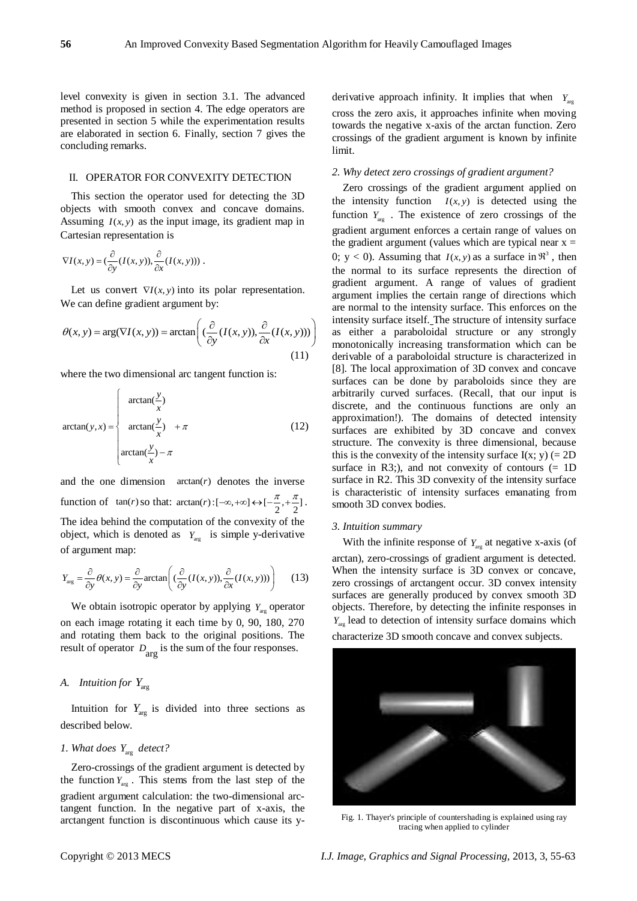level convexity is given in section 3.1. The advanced method is proposed in section 4. The edge operators are presented in section 5 while the experimentation results are elaborated in section 6. Finally, section 7 gives the concluding remarks.

## II. OPERATOR FOR CONVEXITY DETECTION

This section the operator used for detecting the 3D objects with smooth convex and concave domains. Assuming $I(x,y)$ as the input image, its gradient map in Cartesian representation is

$$\nabla I(x,y) = (\frac{\partial}{\partial y}(I(x,y)), \frac{\partial}{\partial x}(I(x,y))) .$$

Let us convert $\nabla I(x,y)$ into its polar representation. We can define gradient argument by:

$$\theta(x,y) = \arg(\nabla I(x,y)) = \arctan\left( (\frac{\partial}{\partial y}(I(x,y)), \frac{\partial}{\partial x}(I(x,y))) \right) \quad (11)$$

where the two dimensional arc tangent function is:

$$\arctan(y,x) = \begin{cases} \arctan(\frac{y}{x}) \\ \arctan(\frac{y}{x}) + \pi \\ \arctan(\frac{y}{x}) - \pi \end{cases} \quad (12)$$

and the one dimension $\arctan(r)$ denotes the inverse function of $\tan(r)$ so that: $\arctan(r):[-\infty,+\infty] \leftrightarrow [-\frac{\pi}{2},+\frac{\pi}{2}]$.

The idea behind the computation of the convexity of the object, which is denoted as $Y_{\arg}$ is simple y-derivative of argument map:

$$Y_{\arg} = \frac{\partial}{\partial y}\theta(x,y) = \frac{\partial}{\partial y}\arctan\left( (\frac{\partial}{\partial y}(I(x,y)), \frac{\partial}{\partial x}(I(x,y))) \right) \quad (13)$$

We obtain isotropic operator by applying $Y_{\arg}$ operator on each image rotating it each time by 0, 90, 180, 270 and rotating them back to the original positions. The result of operator $D_{\arg}$ is the sum of the four responses.

### A. Intuition for $Y_{\arg}$

Intuition for $Y_{\arg}$ is divided into three sections as described below.

#### 1. What does $Y_{\arg}$ detect?

Zero-crossings of the gradient argument is detected by the function $Y_{\arg}$. This stems from the last step of the gradient argument calculation: the two-dimensional arc-tangent function. In the negative part of x-axis, the arctangent function is discontinuous which cause its y-derivative approach infinity. It implies that when $Y_{\arg}$ cross the zero axis, it approaches infinite when moving towards the negative x-axis of the arctan function. Zero crossings of the gradient argument is known by infinite limit.

#### 2. Why detect zero crossings of gradient argument?

Zero crossings of the gradient argument applied on the intensity function $I(x,y)$ is detected using the function $Y_{\arg}$. The existence of zero crossings of the gradient argument enforces a certain range of values on the gradient argument (values which are typical near x = 0; y < 0). Assuming that $I(x,y)$ as a surface in $\Re^3$, then the normal to its surface represents the direction of gradient argument. A range of values of gradient argument implies the certain range of directions which are normal to the intensity surface. This enforces on the intensity surface itself. The structure of intensity surface as either a paraboloidal structure or any strongly monotonically increasing transformation which can be derivable of a paraboloidal structure is characterized in [8]. The local approximation of 3D convex and concave surfaces can be done by paraboloids since they are arbitrarily curved surfaces. (Recall, that our input is discrete, and the continuous functions are only an approximation!). The domains of detected intensity surfaces are exhibited by 3D concave and convex structure. The convexity is three dimensional, because this is the convexity of the intensity surface I(x; y) (= 2D surface in R3;), and not convexity of contours (= 1D surface in R2. This 3D convexity of the intensity surface is characteristic of intensity surfaces emanating from smooth 3D convex bodies.

#### 3. Intuition summary

With the infinite response of $Y_{\arg}$ at negative x-axis (of arctan), zero-crossings of gradient argument is detected. When the intensity surface is 3D convex or concave, zero crossings of arctangent occur. 3D convex intensity surfaces are generally produced by convex smooth 3D objects. Therefore, by detecting the infinite responses in $Y_{\arg}$ lead to detection of intensity surface domains which characterize 3D smooth concave and convex subjects.

Fig. 1. Thayer's principle of countershading is explained using ray tracing when applied to cylinder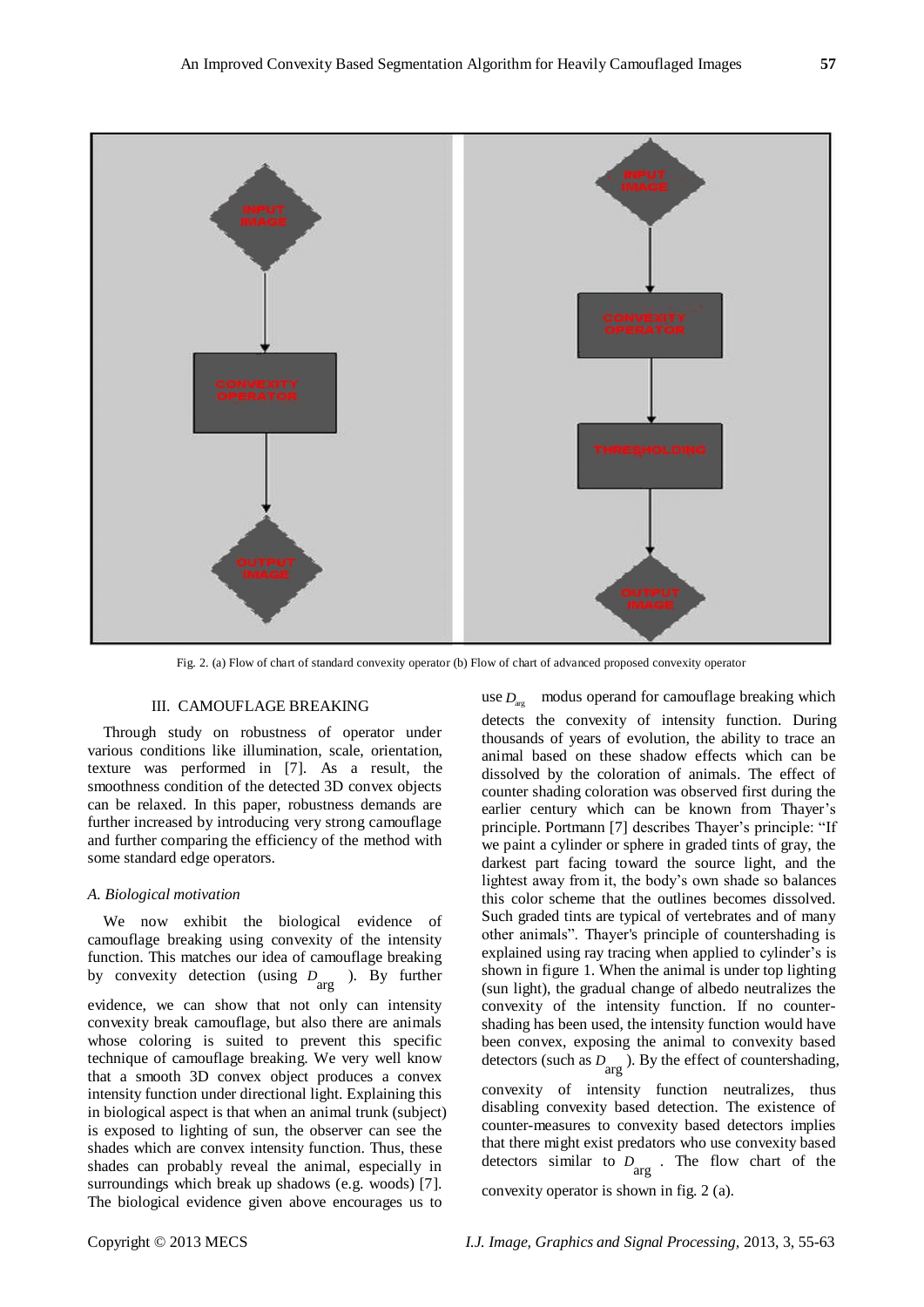INPUT IMAGE

CONVEXITY OPERATOR

OUTPUT IMAGE

INPUT IMAGE

CONVEXITY OPERATOR

THRESHOLDING

OUTPUT IMAGE

Fig. 2. (a) Flow of chart of standard convexity operator (b) Flow of chart of advanced proposed convexity operator

## III. CAMOUFLAGE BREAKING

Through study on robustness of operator under various conditions like illumination, scale, orientation, texture was performed in [7]. As a result, the smoothness condition of the detected 3D convex objects can be relaxed. In this paper, robustness demands are further increased by introducing very strong camouflage and further comparing the efficiency of the method with some standard edge operators.

### *A. Biological motivation*

We now exhibit the biological evidence of camouflage breaking using convexity of the intensity function. This matches our idea of camouflage breaking by convexity detection (using $D_{\arg}$ ). By further evidence, we can show that not only can intensity convexity break camouflage, but also there are animals whose coloring is suited to prevent this specific technique of camouflage breaking. We very well know that a smooth 3D convex object produces a convex intensity function under directional light. Explaining this in biological aspect is that when an animal trunk (subject) is exposed to lighting of sun, the observer can see the shades which are convex intensity function. Thus, these shades can probably reveal the animal, especially in surroundings which break up shadows (e.g. woods) [7]. The biological evidence given above encourages us to use $D_{\arg}$ modus operand for camouflage breaking which detects the convexity of intensity function. During thousands of years of evolution, the ability to trace an animal based on these shadow effects which can be dissolved by the coloration of animals. The effect of counter shading coloration was observed first during the earlier century which can be known from Thayer's principle. Portmann [7] describes Thayer's principle: "If we paint a cylinder or sphere in graded tints of gray, the darkest part facing toward the source light, and the lightest away from it, the body's own shade so balances this color scheme that the outlines becomes dissolved. Such graded tints are typical of vertebrates and of many other animals". Thayer's principle of countershading is explained using ray tracing when applied to cylinder's is shown in figure 1. When the animal is under top lighting (sun light), the gradual change of albedo neutralizes the convexity of the intensity function. If no counter-shading has been used, the intensity function would have been convex, exposing the animal to convexity based detectors (such as $D_{\arg}$ ). By the effect of countershading, convexity of intensity function neutralizes, thus disabling convexity based detection. The existence of counter-measures to convexity based detectors implies that there might exist predators who use convexity based detectors similar to $D_{\arg}$ . The flow chart of the convexity operator is shown in fig. 2 (a).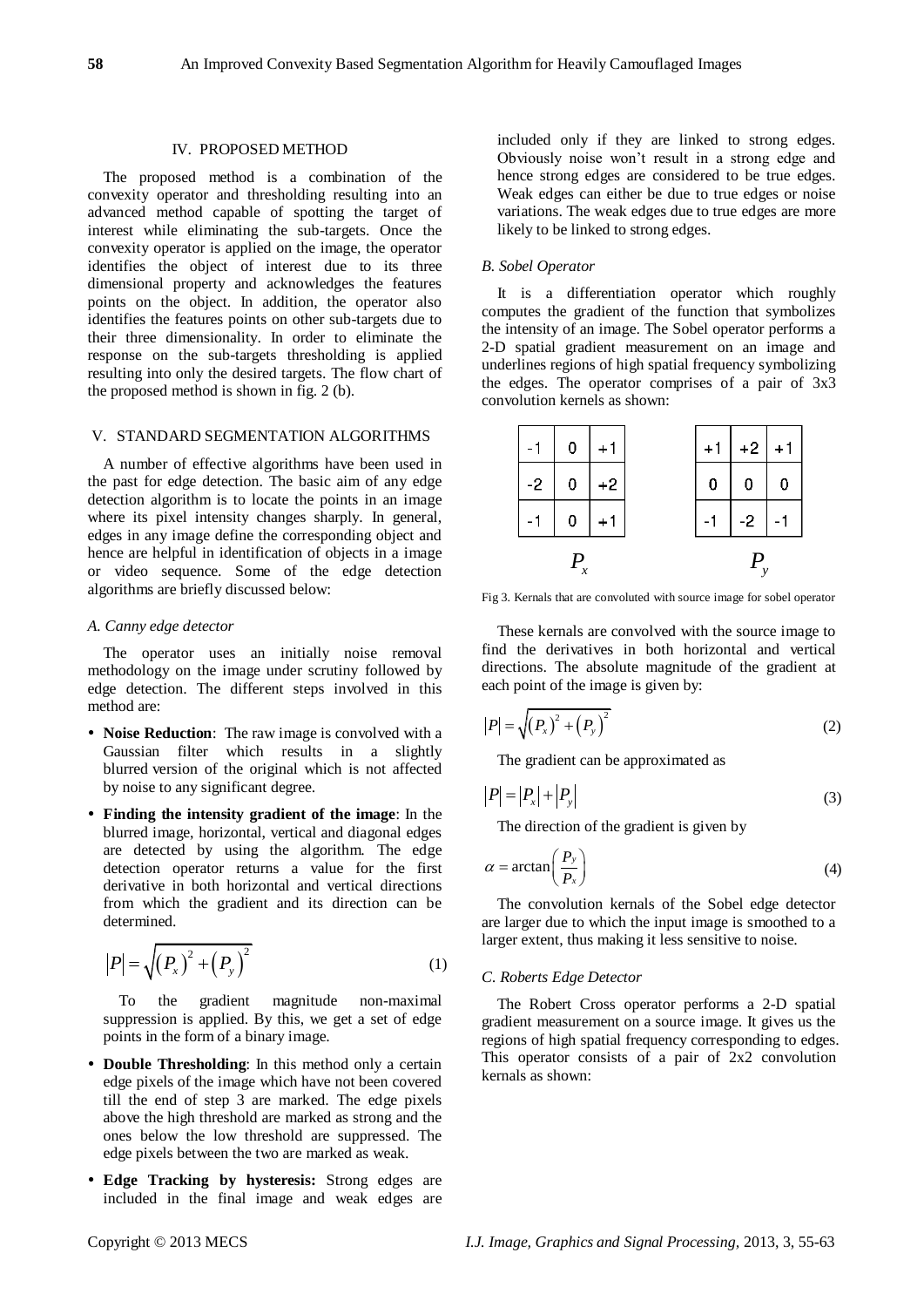## IV. PROPOSED METHOD

The proposed method is a combination of the convexity operator and thresholding resulting into an advanced method capable of spotting the target of interest while eliminating the sub-targets. Once the convexity operator is applied on the image, the operator identifies the object of interest due to its three dimensional property and acknowledges the features points on the object. In addition, the operator also identifies the features points on other sub-targets due to their three dimensionality. In order to eliminate the response on the sub-targets thresholding is applied resulting into only the desired targets. The flow chart of the proposed method is shown in fig. 2 (b).

## V. STANDARD SEGMENTATION ALGORITHMS

A number of effective algorithms have been used in the past for edge detection. The basic aim of any edge detection algorithm is to locate the points in an image where its pixel intensity changes sharply. In general, edges in any image define the corresponding object and hence are helpful in identification of objects in a image or video sequence. Some of the edge detection algorithms are briefly discussed below:

### *A. Canny edge detector*

The operator uses an initially noise removal methodology on the image under scrutiny followed by edge detection. The different steps involved in this method are:

- **Noise Reduction**: The raw image is convolved with a Gaussian filter which results in a slightly blurred version of the original which is not affected by noise to any significant degree.
- **Finding the intensity gradient of the image**: In the blurred image, horizontal, vertical and diagonal edges are detected by using the algorithm. The edge detection operator returns a value for the first derivative in both horizontal and vertical directions from which the gradient and its direction can be determined.

$$|P| = \sqrt{(P_x)^2 + (P_y)^2} \tag{1}$$

To the gradient magnitude non-maximal suppression is applied. By this, we get a set of edge points in the form of a binary image.

- **Double Thresholding**: In this method only a certain edge pixels of the image which have not been covered till the end of step 3 are marked. The edge pixels above the high threshold are marked as strong and the ones below the low threshold are suppressed. The edge pixels between the two are marked as weak.
- **Edge Tracking by hysteresis:** Strong edges are included in the final image and weak edges are included only if they are linked to strong edges. Obviously noise won't result in a strong edge and hence strong edges are considered to be true edges. Weak edges can either be due to true edges or noise variations. The weak edges due to true edges are more likely to be linked to strong edges.

### *B. Sobel Operator*

It is a differentiation operator which roughly computes the gradient of the function that symbolizes the intensity of an image. The Sobel operator performs a 2-D spatial gradient measurement on an image and underlines regions of high spatial frequency symbolizing the edges. The operator comprises of a pair of 3x3 convolution kernels as shown:

| -1 | 0 | +1 |
|---|---|---|
| -2 | 0 | +2 |
| -1 | 0 | +1 |

$P_x$

| +1 | +2 | +1 |
|---|---|---|
| 0 | 0 | 0 |
| -1 | -2 | -1 |

$P_y$

Fig 3. Kernals that are convoluted with source image for sobel operator

These kernals are convolved with the source image to find the derivatives in both horizontal and vertical directions. The absolute magnitude of the gradient at each point of the image is given by:

$$|P| = \sqrt{(P_x)^2 + (P_y)^2} \tag{2}$$

The gradient can be approximated as

$$|P| = |P_x| + |P_y| \tag{3}$$

The direction of the gradient is given by

$$\alpha = \arctan\left(\frac{P_y}{P_x}\right) \tag{4}$$

The convolution kernals of the Sobel edge detector are larger due to which the input image is smoothed to a larger extent, thus making it less sensitive to noise.

### *C. Roberts Edge Detector*

The Robert Cross operator performs a 2-D spatial gradient measurement on a source image. It gives us the regions of high spatial frequency corresponding to edges. This operator consists of a pair of 2x2 convolution kernals as shown: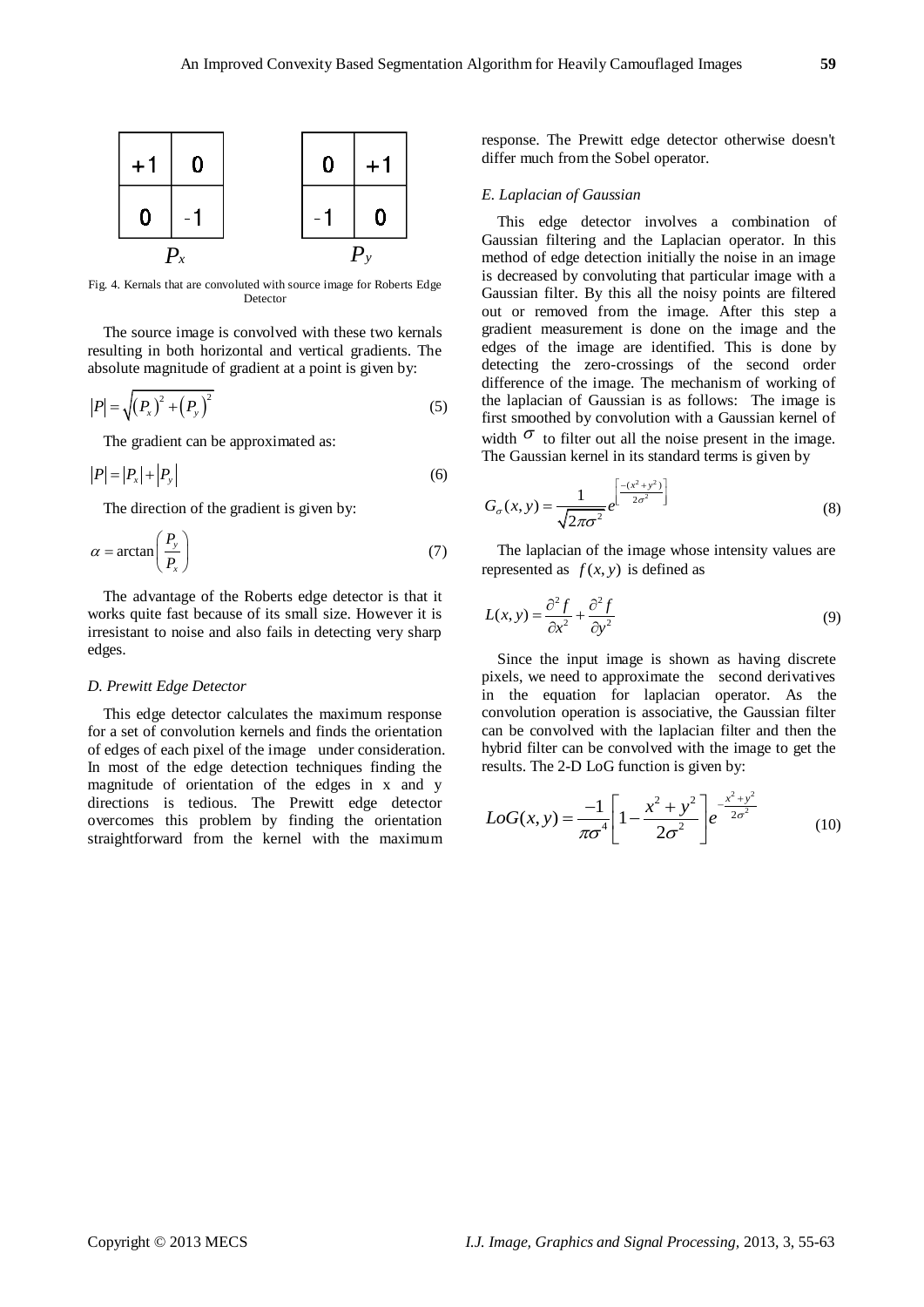| +1 | 0 |
|---|---|
| 0 | -1 |

$P_x$

| 0 | +1 |
|---|---|
| -1 | 0 |

$P_y$

Fig. 4. Kernals that are convoluted with source image for Roberts Edge Detector

The source image is convolved with these two kernals resulting in both horizontal and vertical gradients. The absolute magnitude of gradient at a point is given by:

$$|P| = \sqrt{\left(P_x\right)^2 + \left(P_y\right)^2} \tag{5}$$

The gradient can be approximated as:

$$|P| = |P_x| + |P_y| \tag{6}$$

The direction of the gradient is given by:

$$\alpha = \arctan\left(\frac{P_y}{P_x}\right) \tag{7}$$

The advantage of the Roberts edge detector is that it works quite fast because of its small size. However it is irresistant to noise and also fails in detecting very sharp edges.

*D. Prewitt Edge Detector*

This edge detector calculates the maximum response for a set of convolution kernels and finds the orientation of edges of each pixel of the image under consideration. In most of the edge detection techniques finding the magnitude of orientation of the edges in x and y directions is tedious. The Prewitt edge detector overcomes this problem by finding the orientation straightforward from the kernel with the maximum response. The Prewitt edge detector otherwise doesn't differ much from the Sobel operator.

*E. Laplacian of Gaussian*

This edge detector involves a combination of Gaussian filtering and the Laplacian operator. In this method of edge detection initially the noise in an image is decreased by convoluting that particular image with a Gaussian filter. By this all the noisy points are filtered out or removed from the image. After this step a gradient measurement is done on the image and the edges of the image are identified. This is done by detecting the zero-crossings of the second order difference of the image. The mechanism of working of the laplacian of Gaussian is as follows: The image is first smoothed by convolution with a Gaussian kernel of width $\sigma$ to filter out all the noise present in the image. The Gaussian kernel in its standard terms is given by

$$G_\sigma(x,y) = \frac{1}{\sqrt{2\pi\sigma^2}} e^{\left[\frac{-(x^2+y^2)}{2\sigma^2}\right]} \tag{8}$$

The laplacian of the image whose intensity values are represented as $f(x,y)$ is defined as

$$L(x,y) = \frac{\partial^2 f}{\partial x^2} + \frac{\partial^2 f}{\partial y^2} \tag{9}$$

Since the input image is shown as having discrete pixels, we need to approximate the second derivatives in the equation for laplacian operator. As the convolution operation is associative, the Gaussian filter can be convolved with the laplacian filter and then the hybrid filter can be convolved with the image to get the results. The 2-D LoG function is given by:

$$LoG(x,y) = \frac{-1}{\pi\sigma^4}\left[1 - \frac{x^2+y^2}{2\sigma^2}\right] e^{-\frac{x^2+y^2}{2\sigma^2}} \tag{10}$$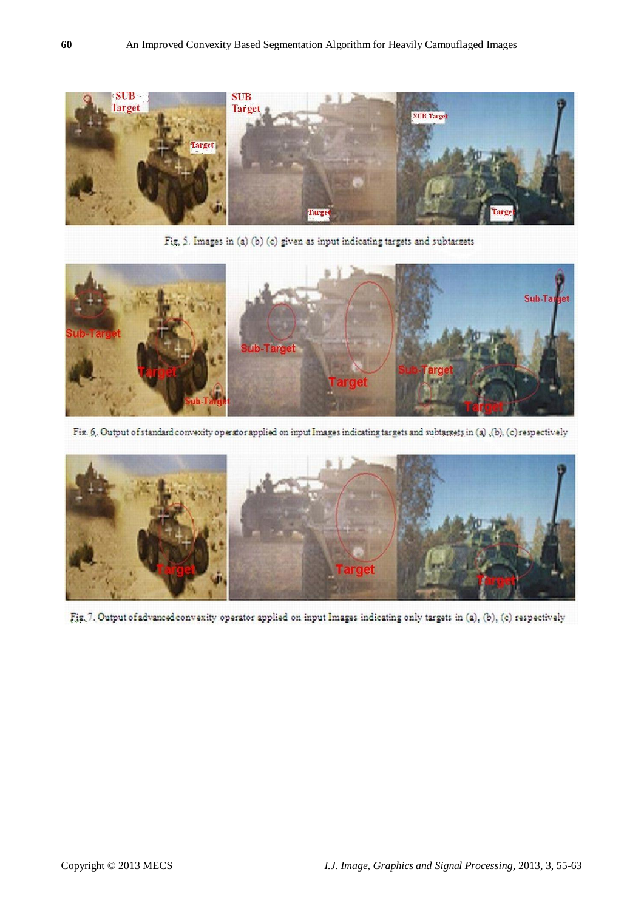Fig. 5. Images in (a) (b) (c) given as input indicating targets and subtargets

Fig. 6. Output of standard convexity operator applied on input Images indicating targets and subtargets in (a) ,(b), (c) respectively

Fig. 7. Output of advanced convexity operator applied on input Images indicating only targets in (a), (b), (c) respectively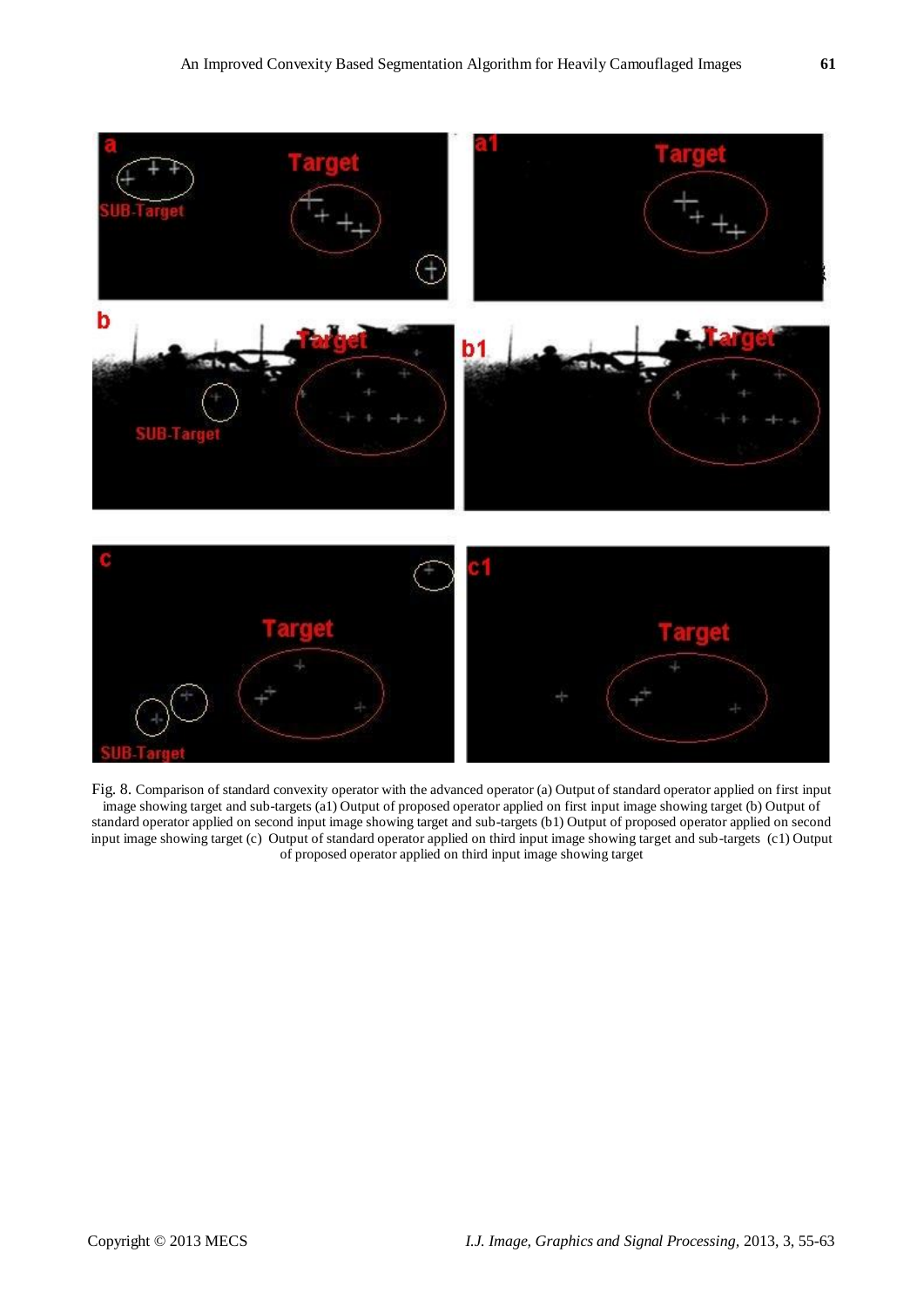Fig. 8. Comparison of standard convexity operator with the advanced operator (a) Output of standard operator applied on first input image showing target and sub-targets (a1) Output of proposed operator applied on first input image showing target (b) Output of standard operator applied on second input image showing target and sub-targets (b1) Output of proposed operator applied on second input image showing target (c) Output of standard operator applied on third input image showing target and sub-targets (c1) Output of proposed operator applied on third input image showing target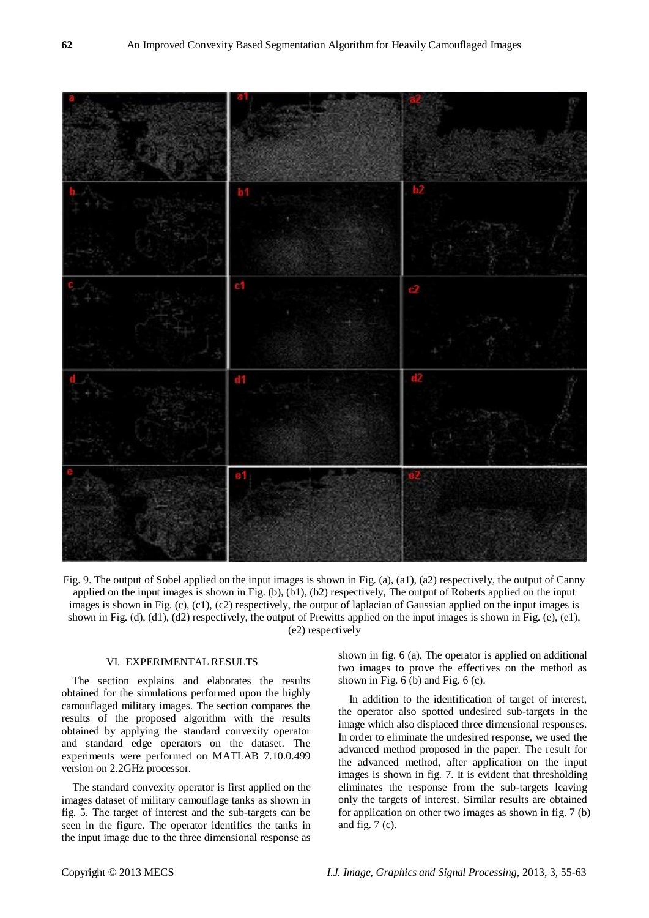Fig. 9. The output of Sobel applied on the input images is shown in Fig. (a), (a1), (a2) respectively, the output of Canny applied on the input images is shown in Fig. (b), (b1), (b2) respectively, The output of Roberts applied on the input images is shown in Fig. (c), (c1), (c2) respectively, the output of laplacian of Gaussian applied on the input images is shown in Fig. (d), (d1), (d2) respectively, the output of Prewitts applied on the input images is shown in Fig. (e), (e1), (e2) respectively

## VI. EXPERIMENTAL RESULTS

The section explains and elaborates the results obtained for the simulations performed upon the highly camouflaged military images. The section compares the results of the proposed algorithm with the results obtained by applying the standard convexity operator and standard edge operators on the dataset. The experiments were performed on MATLAB 7.10.0.499 version on 2.2GHz processor.

The standard convexity operator is first applied on the images dataset of military camouflage tanks as shown in fig. 5. The target of interest and the sub-targets can be seen in the figure. The operator identifies the tanks in the input image due to the three dimensional response as shown in fig. 6 (a). The operator is applied on additional two images to prove the effectives on the method as shown in Fig. 6 (b) and Fig. 6 (c).

In addition to the identification of target of interest, the operator also spotted undesired sub-targets in the image which also displaced three dimensional responses. In order to eliminate the undesired response, we used the advanced method proposed in the paper. The result for the advanced method, after application on the input images is shown in fig. 7. It is evident that thresholding eliminates the response from the sub-targets leaving only the targets of interest. Similar results are obtained for application on other two images as shown in fig. 7 (b) and fig. 7 (c).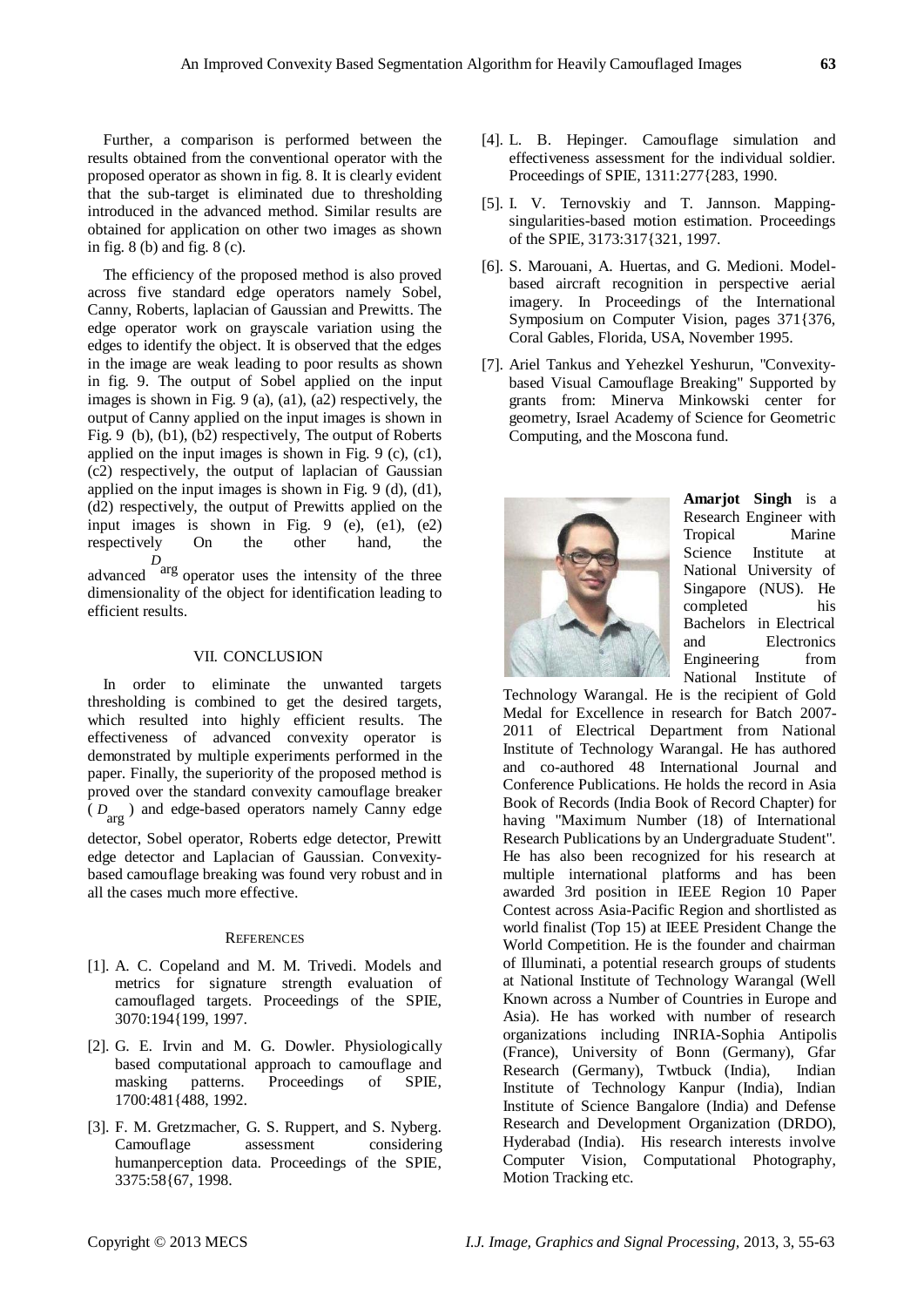Further, a comparison is performed between the results obtained from the conventional operator with the proposed operator as shown in fig. 8. It is clearly evident that the sub-target is eliminated due to thresholding introduced in the advanced method. Similar results are obtained for application on other two images as shown in fig. 8 (b) and fig. 8 (c).

The efficiency of the proposed method is also proved across five standard edge operators namely Sobel, Canny, Roberts, laplacian of Gaussian and Prewitts. The edge operator work on grayscale variation using the edges to identify the object. It is observed that the edges in the image are weak leading to poor results as shown in fig. 9. The output of Sobel applied on the input images is shown in Fig. 9 (a), (a1), (a2) respectively, the output of Canny applied on the input images is shown in Fig. 9 (b), (b1), (b2) respectively, The output of Roberts applied on the input images is shown in Fig. 9 (c), (c1), (c2) respectively, the output of laplacian of Gaussian applied on the input images is shown in Fig. 9 (d), (d1), (d2) respectively, the output of Prewitts applied on the input images is shown in Fig. 9 (e), (e1), (e2) respectively On the other hand, the advanced $D_{\arg}$ operator uses the intensity of the three dimensionality of the object for identification leading to efficient results.

## VII. CONCLUSION

In order to eliminate the unwanted targets thresholding is combined to get the desired targets, which resulted into highly efficient results. The effectiveness of advanced convexity operator is demonstrated by multiple experiments performed in the paper. Finally, the superiority of the proposed method is proved over the standard convexity camouflage breaker ($D_{\arg}$) and edge-based operators namely Canny edge detector, Sobel operator, Roberts edge detector, Prewitt edge detector and Laplacian of Gaussian. Convexity-based camouflage breaking was found very robust and in all the cases much more effective.

## REFERENCES

[1]. A. C. Copeland and M. M. Trivedi. Models and metrics for signature strength evaluation of camouflaged targets. Proceedings of the SPIE, 3070:194{199, 1997.

[2]. G. E. Irvin and M. G. Dowler. Physiologically based computational approach to camouflage and masking patterns. Proceedings of SPIE, 1700:481{488, 1992.

[3]. F. M. Gretzmacher, G. S. Ruppert, and S. Nyberg. Camouflage assessment considering humanperception data. Proceedings of the SPIE, 3375:58{67, 1998.

[4]. L. B. Hepinger. Camouflage simulation and effectiveness assessment for the individual soldier. Proceedings of SPIE, 1311:277{283, 1990.

[5]. I. V. Ternovskiy and T. Jannson. Mapping-singularities-based motion estimation. Proceedings of the SPIE, 3173:317{321, 1997.

[6]. S. Marouani, A. Huertas, and G. Medioni. Model-based aircraft recognition in perspective aerial imagery. In Proceedings of the International Symposium on Computer Vision, pages 371{376, Coral Gables, Florida, USA, November 1995.

[7]. Ariel Tankus and Yehezkel Yeshurun, "Convexity-based Visual Camouflage Breaking" Supported by grants from: Minerva Minkowski center for geometry, Israel Academy of Science for Geometric Computing, and the Moscona fund.

**Amarjot Singh** is a Research Engineer with Tropical Marine Science Institute at National University of Singapore (NUS). He completed his Bachelors in Electrical and Electronics Engineering from National Institute of Technology Warangal. He is the recipient of Gold Medal for Excellence in research for Batch 2007-2011 of Electrical Department from National Institute of Technology Warangal. He has authored and co-authored 48 International Journal and Conference Publications. He holds the record in Asia Book of Records (India Book of Record Chapter) for having "Maximum Number (18) of International Research Publications by an Undergraduate Student". He has also been recognized for his research at multiple international platforms and has been awarded 3rd position in IEEE Region 10 Paper Contest across Asia-Pacific Region and shortlisted as world finalist (Top 15) at IEEE President Change the World Competition. He is the founder and chairman of Illuminati, a potential research groups of students at National Institute of Technology Warangal (Well Known across a Number of Countries in Europe and Asia). He has worked with number of research organizations including INRIA-Sophia Antipolis (France), University of Bonn (Germany), Gfar Research (Germany), Twtbuck (India), Indian Institute of Technology Kanpur (India), Indian Institute of Science Bangalore (India) and Defense Research and Development Organization (DRDO), Hyderabad (India). His research interests involve Computer Vision, Computational Photography, Motion Tracking etc.